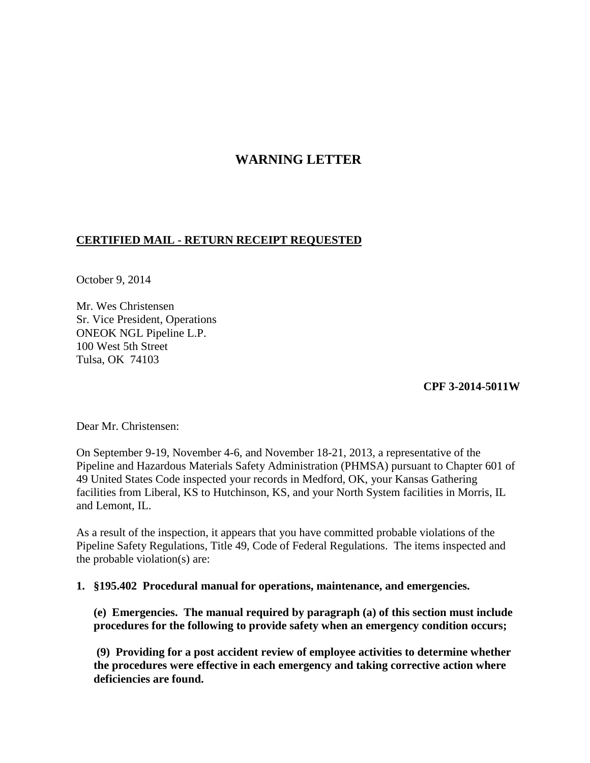# WARNING LETTER

**CERTIFIED MAIL - RETURN RECEIPT REQUESTED**

October 9, 2014

Mr. Wes Christensen
Sr. Vice President, Operations
ONEOK NGL Pipeline L.P.
100 West 5th Street
Tulsa, OK 74103

**CPF 3-2014-5011W**

Dear Mr. Christensen:

On September 9-19, November 4-6, and November 18-21, 2013, a representative of the Pipeline and Hazardous Materials Safety Administration (PHMSA) pursuant to Chapter 601 of 49 United States Code inspected your records in Medford, OK, your Kansas Gathering facilities from Liberal, KS to Hutchinson, KS, and your North System facilities in Morris, IL and Lemont, IL.

As a result of the inspection, it appears that you have committed probable violations of the Pipeline Safety Regulations, Title 49, Code of Federal Regulations. The items inspected and the probable violation(s) are:

**1. §195.402 Procedural manual for operations, maintenance, and emergencies.**

**(e) Emergencies. The manual required by paragraph (a) of this section must include procedures for the following to provide safety when an emergency condition occurs;**

**(9) Providing for a post accident review of employee activities to determine whether the procedures were effective in each emergency and taking corrective action where deficiencies are found.**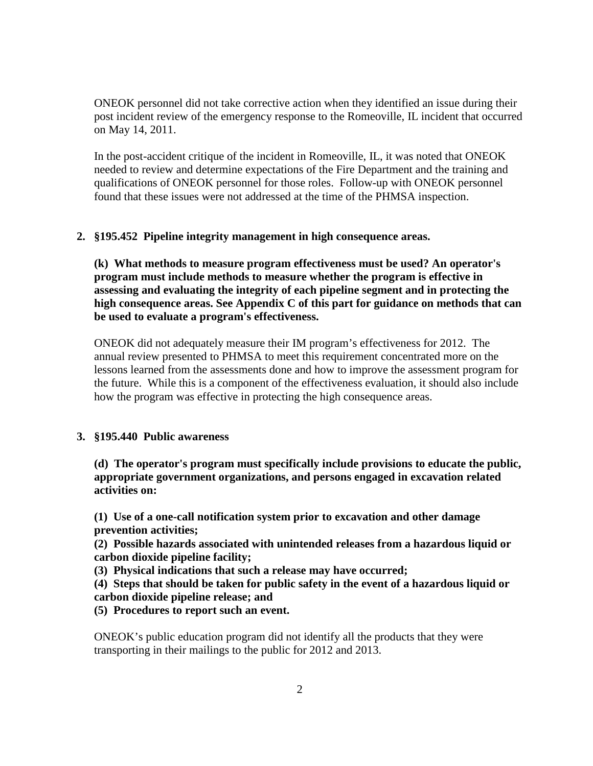ONEOK personnel did not take corrective action when they identified an issue during their post incident review of the emergency response to the Romeoville, IL incident that occurred on May 14, 2011.

In the post-accident critique of the incident in Romeoville, IL, it was noted that ONEOK needed to review and determine expectations of the Fire Department and the training and qualifications of ONEOK personnel for those roles. Follow-up with ONEOK personnel found that these issues were not addressed at the time of the PHMSA inspection.

2. **§195.452 Pipeline integrity management in high consequence areas.**

   **(k) What methods to measure program effectiveness must be used? An operator's program must include methods to measure whether the program is effective in assessing and evaluating the integrity of each pipeline segment and in protecting the high consequence areas. See Appendix C of this part for guidance on methods that can be used to evaluate a program's effectiveness.**

   ONEOK did not adequately measure their IM program's effectiveness for 2012. The annual review presented to PHMSA to meet this requirement concentrated more on the lessons learned from the assessments done and how to improve the assessment program for the future. While this is a component of the effectiveness evaluation, it should also include how the program was effective in protecting the high consequence areas.

3. **§195.440 Public awareness**

   **(d) The operator's program must specifically include provisions to educate the public, appropriate government organizations, and persons engaged in excavation related activities on:**

   **(1) Use of a one-call notification system prior to excavation and other damage prevention activities;**
   **(2) Possible hazards associated with unintended releases from a hazardous liquid or carbon dioxide pipeline facility;**
   **(3) Physical indications that such a release may have occurred;**
   **(4) Steps that should be taken for public safety in the event of a hazardous liquid or carbon dioxide pipeline release; and**
   **(5) Procedures to report such an event.**

   ONEOK's public education program did not identify all the products that they were transporting in their mailings to the public for 2012 and 2013.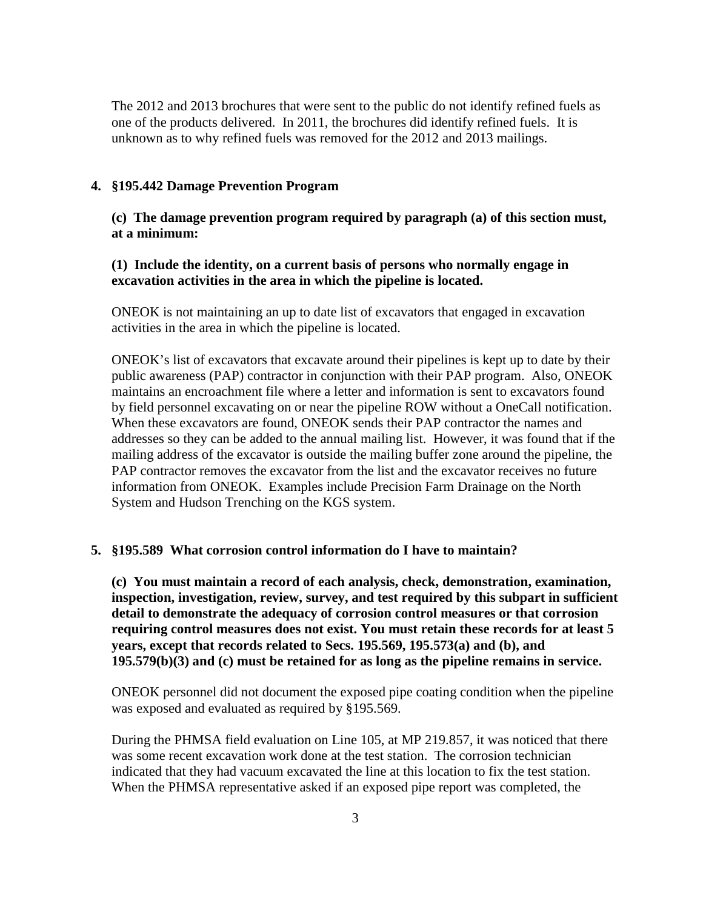The 2012 and 2013 brochures that were sent to the public do not identify refined fuels as one of the products delivered. In 2011, the brochures did identify refined fuels. It is unknown as to why refined fuels was removed for the 2012 and 2013 mailings.

**4. §195.442 Damage Prevention Program**

**(c) The damage prevention program required by paragraph (a) of this section must, at a minimum:**

**(1) Include the identity, on a current basis of persons who normally engage in excavation activities in the area in which the pipeline is located.**

ONEOK is not maintaining an up to date list of excavators that engaged in excavation activities in the area in which the pipeline is located.

ONEOK's list of excavators that excavate around their pipelines is kept up to date by their public awareness (PAP) contractor in conjunction with their PAP program. Also, ONEOK maintains an encroachment file where a letter and information is sent to excavators found by field personnel excavating on or near the pipeline ROW without a OneCall notification. When these excavators are found, ONEOK sends their PAP contractor the names and addresses so they can be added to the annual mailing list. However, it was found that if the mailing address of the excavator is outside the mailing buffer zone around the pipeline, the PAP contractor removes the excavator from the list and the excavator receives no future information from ONEOK. Examples include Precision Farm Drainage on the North System and Hudson Trenching on the KGS system.

**5. §195.589 What corrosion control information do I have to maintain?**

**(c) You must maintain a record of each analysis, check, demonstration, examination, inspection, investigation, review, survey, and test required by this subpart in sufficient detail to demonstrate the adequacy of corrosion control measures or that corrosion requiring control measures does not exist. You must retain these records for at least 5 years, except that records related to Secs. 195.569, 195.573(a) and (b), and 195.579(b)(3) and (c) must be retained for as long as the pipeline remains in service.**

ONEOK personnel did not document the exposed pipe coating condition when the pipeline was exposed and evaluated as required by §195.569.

During the PHMSA field evaluation on Line 105, at MP 219.857, it was noticed that there was some recent excavation work done at the test station. The corrosion technician indicated that they had vacuum excavated the line at this location to fix the test station. When the PHMSA representative asked if an exposed pipe report was completed, the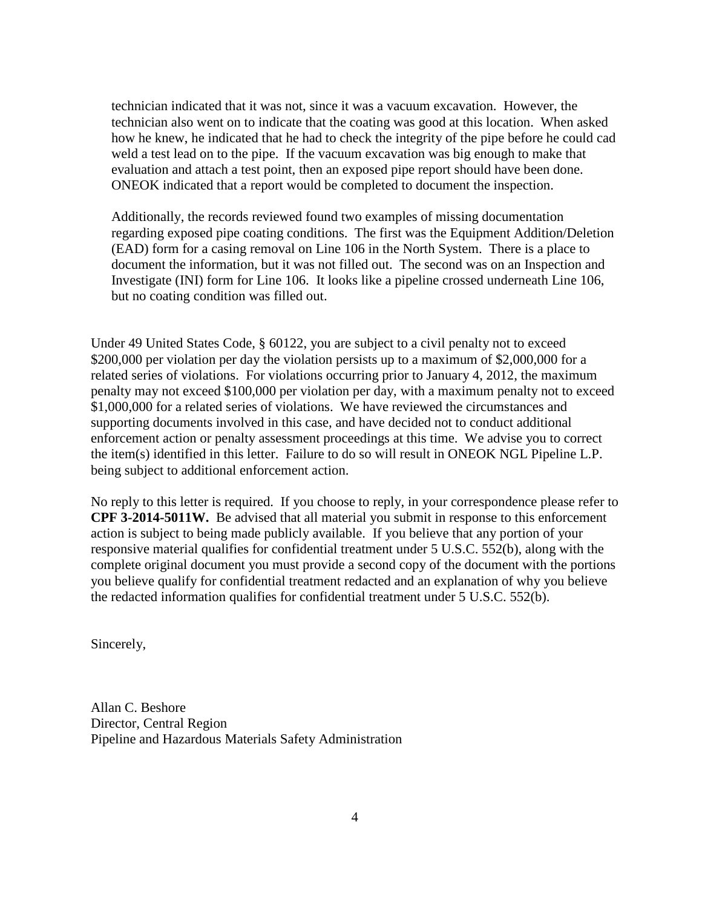technician indicated that it was not, since it was a vacuum excavation. However, the technician also went on to indicate that the coating was good at this location. When asked how he knew, he indicated that he had to check the integrity of the pipe before he could cad weld a test lead on to the pipe. If the vacuum excavation was big enough to make that evaluation and attach a test point, then an exposed pipe report should have been done. ONEOK indicated that a report would be completed to document the inspection.

Additionally, the records reviewed found two examples of missing documentation regarding exposed pipe coating conditions. The first was the Equipment Addition/Deletion (EAD) form for a casing removal on Line 106 in the North System. There is a place to document the information, but it was not filled out. The second was on an Inspection and Investigate (INI) form for Line 106. It looks like a pipeline crossed underneath Line 106, but no coating condition was filled out.

Under 49 United States Code, § 60122, you are subject to a civil penalty not to exceed $200,000 per violation per day the violation persists up to a maximum of $2,000,000 for a related series of violations. For violations occurring prior to January 4, 2012, the maximum penalty may not exceed $100,000 per violation per day, with a maximum penalty not to exceed $1,000,000 for a related series of violations. We have reviewed the circumstances and supporting documents involved in this case, and have decided not to conduct additional enforcement action or penalty assessment proceedings at this time. We advise you to correct the item(s) identified in this letter. Failure to do so will result in ONEOK NGL Pipeline L.P. being subject to additional enforcement action.

No reply to this letter is required. If you choose to reply, in your correspondence please refer to **CPF 3-2014-5011W.** Be advised that all material you submit in response to this enforcement action is subject to being made publicly available. If you believe that any portion of your responsive material qualifies for confidential treatment under 5 U.S.C. 552(b), along with the complete original document you must provide a second copy of the document with the portions you believe qualify for confidential treatment redacted and an explanation of why you believe the redacted information qualifies for confidential treatment under 5 U.S.C. 552(b).

Sincerely,

Allan C. Beshore
Director, Central Region
Pipeline and Hazardous Materials Safety Administration